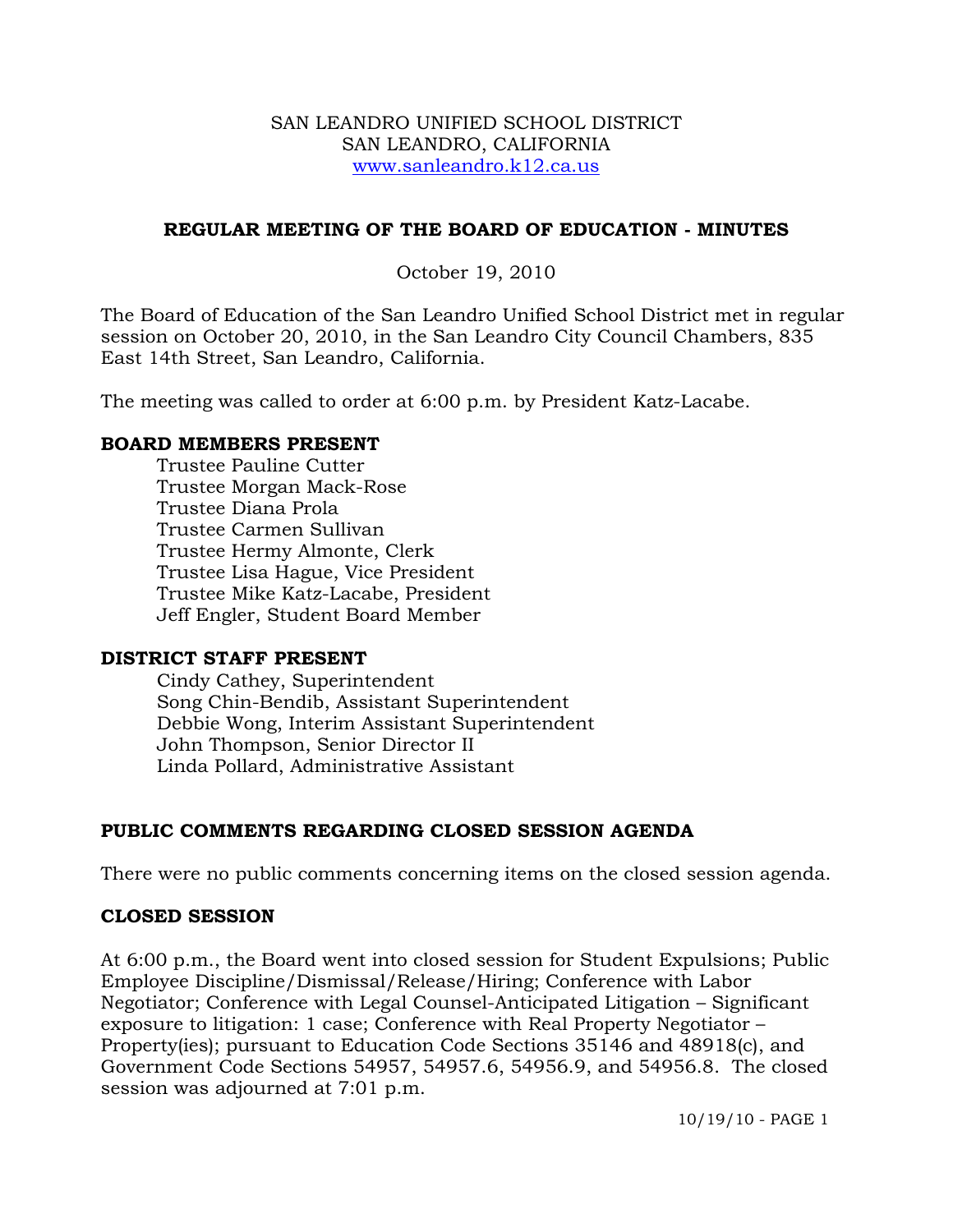SAN LEANDRO UNIFIED SCHOOL DISTRICT
SAN LEANDRO, CALIFORNIA
www.sanleandro.k12.ca.us

## REGULAR MEETING OF THE BOARD OF EDUCATION - MINUTES

October 19, 2010

The Board of Education of the San Leandro Unified School District met in regular session on October 20, 2010, in the San Leandro City Council Chambers, 835 East 14th Street, San Leandro, California.

The meeting was called to order at 6:00 p.m. by President Katz-Lacabe.

### BOARD MEMBERS PRESENT

Trustee Pauline Cutter
Trustee Morgan Mack-Rose
Trustee Diana Prola
Trustee Carmen Sullivan
Trustee Hermy Almonte, Clerk
Trustee Lisa Hague, Vice President
Trustee Mike Katz-Lacabe, President
Jeff Engler, Student Board Member

### DISTRICT STAFF PRESENT

Cindy Cathey, Superintendent
Song Chin-Bendib, Assistant Superintendent
Debbie Wong, Interim Assistant Superintendent
John Thompson, Senior Director II
Linda Pollard, Administrative Assistant

### PUBLIC COMMENTS REGARDING CLOSED SESSION AGENDA

There were no public comments concerning items on the closed session agenda.

### CLOSED SESSION

At 6:00 p.m., the Board went into closed session for Student Expulsions; Public Employee Discipline/Dismissal/Release/Hiring; Conference with Labor Negotiator; Conference with Legal Counsel-Anticipated Litigation – Significant exposure to litigation: 1 case; Conference with Real Property Negotiator – Property(ies); pursuant to Education Code Sections 35146 and 48918(c), and Government Code Sections 54957, 54957.6, 54956.9, and 54956.8. The closed session was adjourned at 7:01 p.m.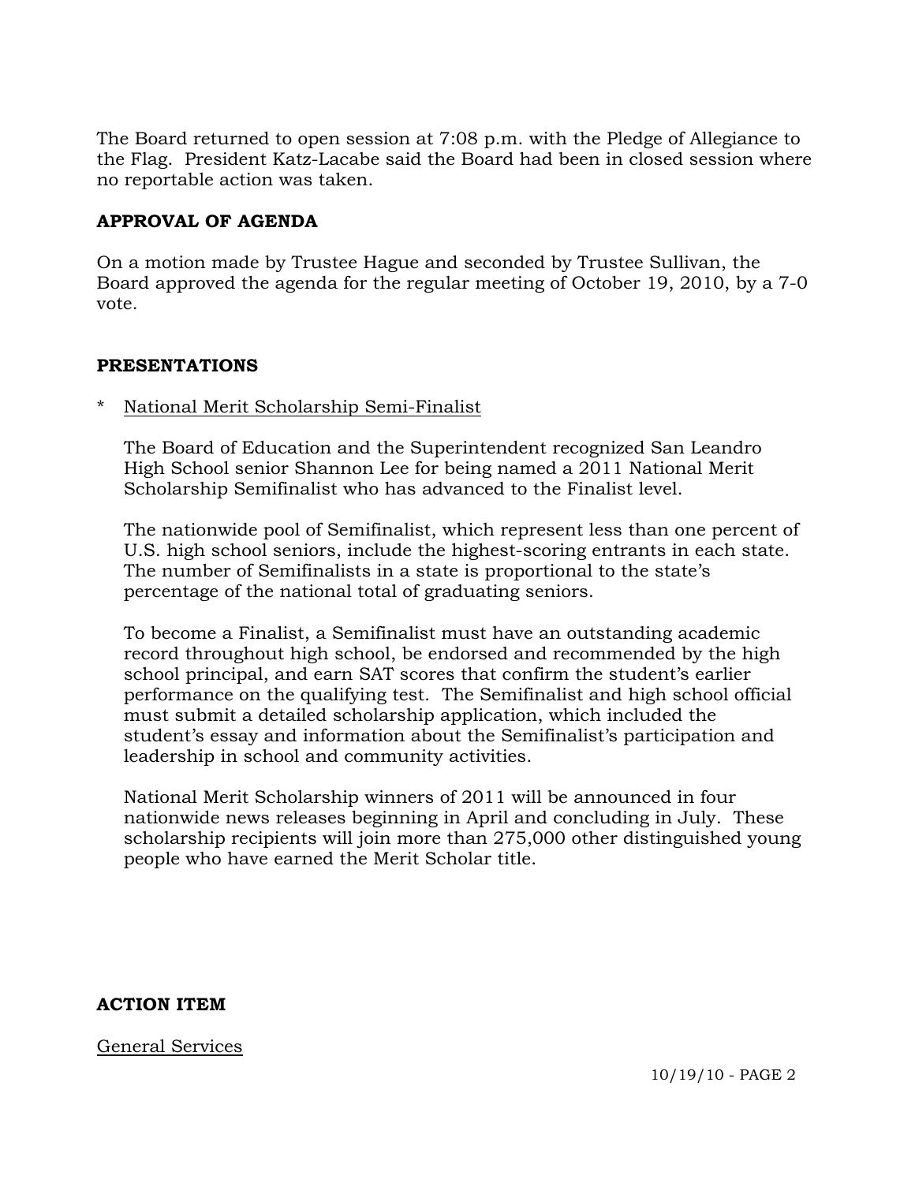The Board returned to open session at 7:08 p.m. with the Pledge of Allegiance to the Flag. President Katz-Lacabe said the Board had been in closed session where no reportable action was taken.

**APPROVAL OF AGENDA**

On a motion made by Trustee Hague and seconded by Trustee Sullivan, the Board approved the agenda for the regular meeting of October 19, 2010, by a 7-0 vote.

**PRESENTATIONS**

\* National Merit Scholarship Semi-Finalist

The Board of Education and the Superintendent recognized San Leandro High School senior Shannon Lee for being named a 2011 National Merit Scholarship Semifinalist who has advanced to the Finalist level.

The nationwide pool of Semifinalist, which represent less than one percent of U.S. high school seniors, include the highest-scoring entrants in each state. The number of Semifinalists in a state is proportional to the state's percentage of the national total of graduating seniors.

To become a Finalist, a Semifinalist must have an outstanding academic record throughout high school, be endorsed and recommended by the high school principal, and earn SAT scores that confirm the student's earlier performance on the qualifying test. The Semifinalist and high school official must submit a detailed scholarship application, which included the student's essay and information about the Semifinalist's participation and leadership in school and community activities.

National Merit Scholarship winners of 2011 will be announced in four nationwide news releases beginning in April and concluding in July. These scholarship recipients will join more than 275,000 other distinguished young people who have earned the Merit Scholar title.

**ACTION ITEM**

General Services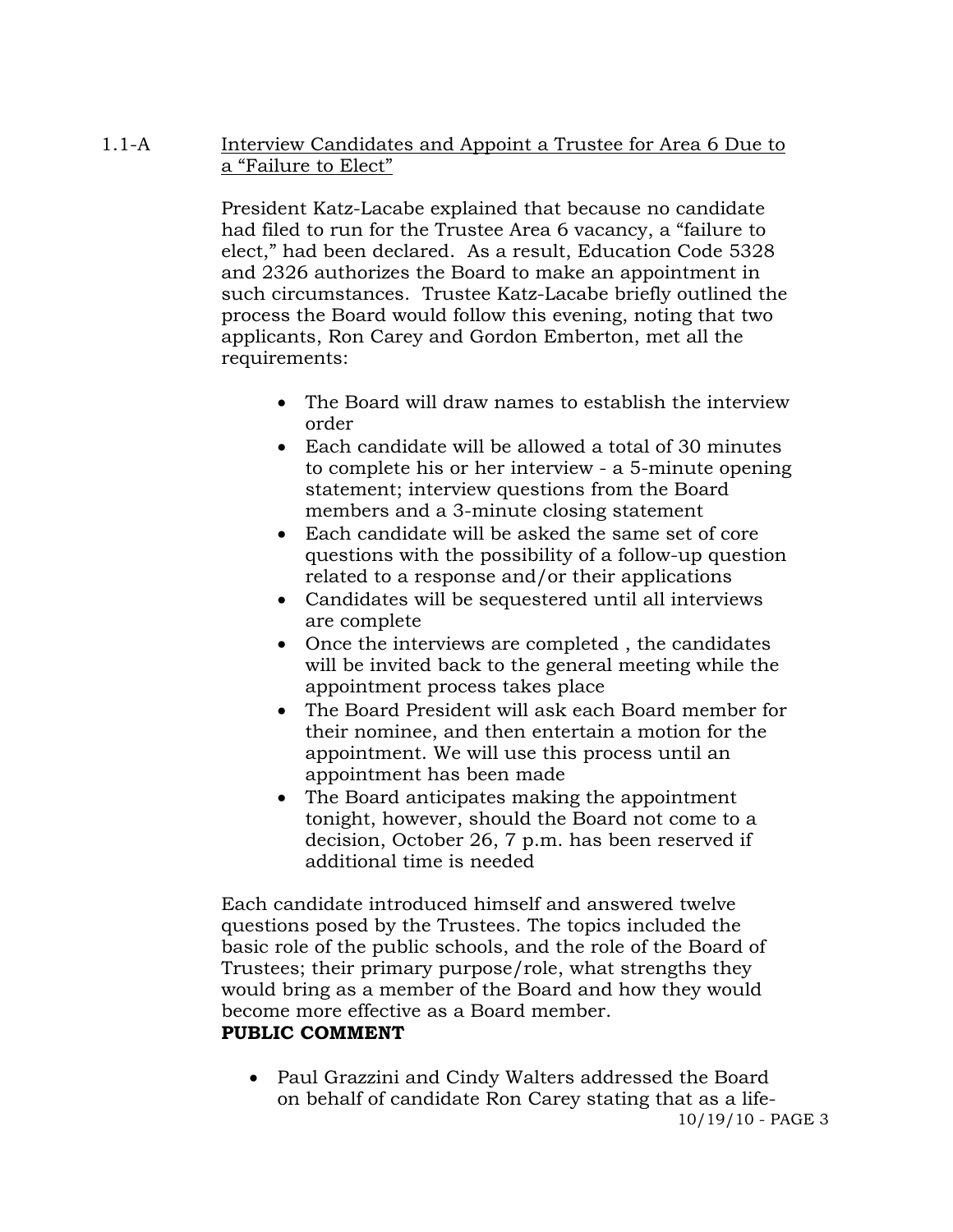1.1-A Interview Candidates and Appoint a Trustee for Area 6 Due to a "Failure to Elect"

President Katz-Lacabe explained that because no candidate had filed to run for the Trustee Area 6 vacancy, a "failure to elect," had been declared. As a result, Education Code 5328 and 2326 authorizes the Board to make an appointment in such circumstances. Trustee Katz-Lacabe briefly outlined the process the Board would follow this evening, noting that two applicants, Ron Carey and Gordon Emberton, met all the requirements:

- The Board will draw names to establish the interview order
- Each candidate will be allowed a total of 30 minutes to complete his or her interview - a 5-minute opening statement; interview questions from the Board members and a 3-minute closing statement
- Each candidate will be asked the same set of core questions with the possibility of a follow-up question related to a response and/or their applications
- Candidates will be sequestered until all interviews are complete
- Once the interviews are completed , the candidates will be invited back to the general meeting while the appointment process takes place
- The Board President will ask each Board member for their nominee, and then entertain a motion for the appointment. We will use this process until an appointment has been made
- The Board anticipates making the appointment tonight, however, should the Board not come to a decision, October 26, 7 p.m. has been reserved if additional time is needed

Each candidate introduced himself and answered twelve questions posed by the Trustees. The topics included the basic role of the public schools, and the role of the Board of Trustees; their primary purpose/role, what strengths they would bring as a member of the Board and how they would become more effective as a Board member.

**PUBLIC COMMENT**

- Paul Grazzini and Cindy Walters addressed the Board on behalf of candidate Ron Carey stating that as a life-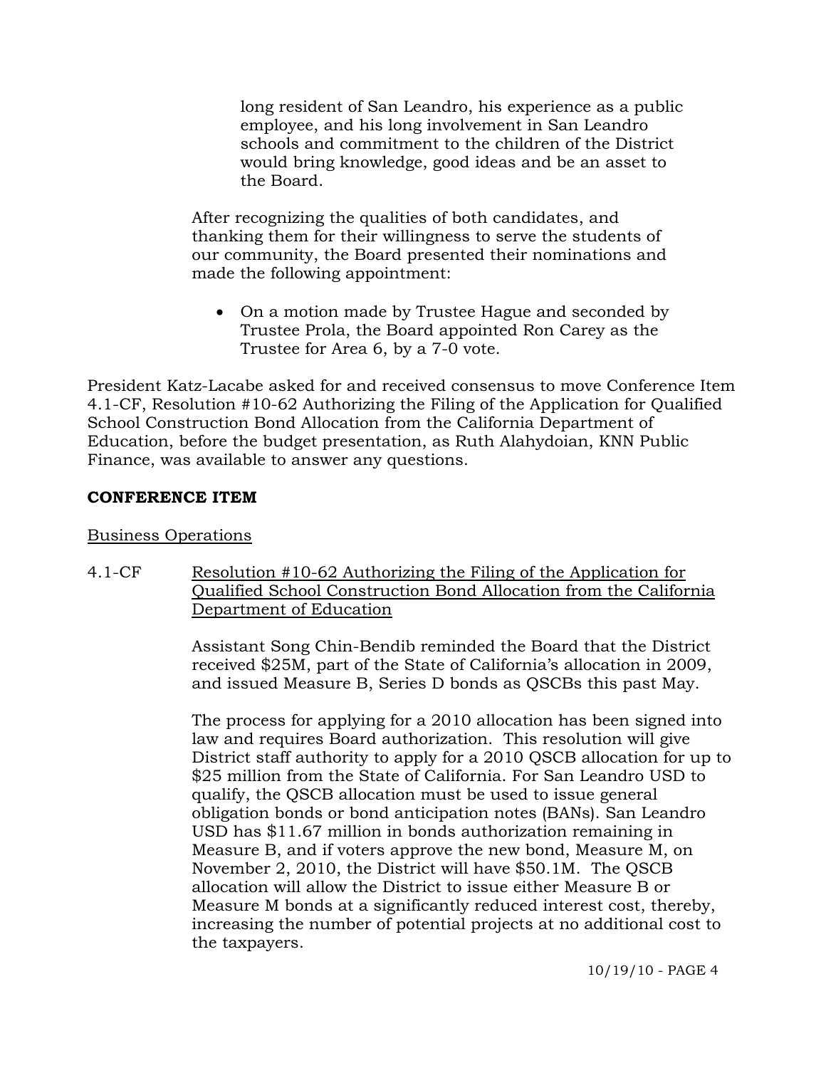long resident of San Leandro, his experience as a public employee, and his long involvement in San Leandro schools and commitment to the children of the District would bring knowledge, good ideas and be an asset to the Board.

After recognizing the qualities of both candidates, and thanking them for their willingness to serve the students of our community, the Board presented their nominations and made the following appointment:

- On a motion made by Trustee Hague and seconded by Trustee Prola, the Board appointed Ron Carey as the Trustee for Area 6, by a 7-0 vote.

President Katz-Lacabe asked for and received consensus to move Conference Item 4.1-CF, Resolution #10-62 Authorizing the Filing of the Application for Qualified School Construction Bond Allocation from the California Department of Education, before the budget presentation, as Ruth Alahydoian, KNN Public Finance, was available to answer any questions.

**CONFERENCE ITEM**

Business Operations

4.1-CF Resolution #10-62 Authorizing the Filing of the Application for Qualified School Construction Bond Allocation from the California Department of Education

Assistant Song Chin-Bendib reminded the Board that the District received $25M, part of the State of California's allocation in 2009, and issued Measure B, Series D bonds as QSCBs this past May.

The process for applying for a 2010 allocation has been signed into law and requires Board authorization. This resolution will give District staff authority to apply for a 2010 QSCB allocation for up to $25 million from the State of California. For San Leandro USD to qualify, the QSCB allocation must be used to issue general obligation bonds or bond anticipation notes (BANs). San Leandro USD has $11.67 million in bonds authorization remaining in Measure B, and if voters approve the new bond, Measure M, on November 2, 2010, the District will have $50.1M. The QSCB allocation will allow the District to issue either Measure B or Measure M bonds at a significantly reduced interest cost, thereby, increasing the number of potential projects at no additional cost to the taxpayers.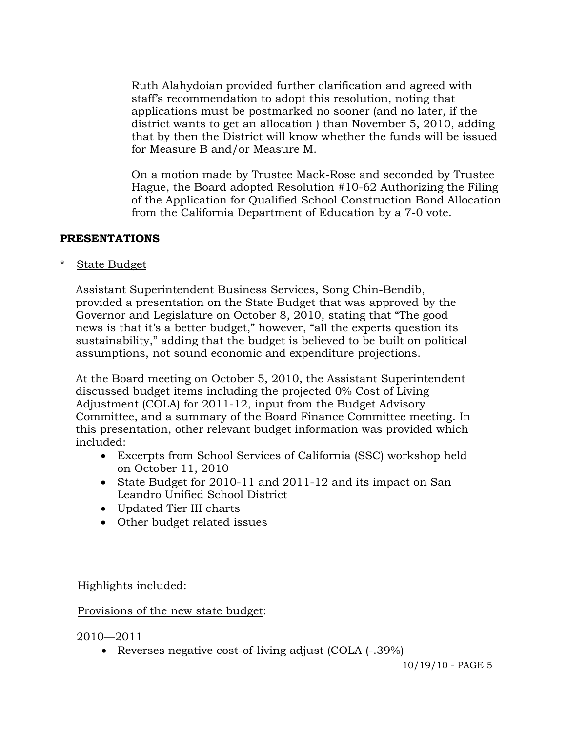Ruth Alahydoian provided further clarification and agreed with staff's recommendation to adopt this resolution, noting that applications must be postmarked no sooner (and no later, if the district wants to get an allocation ) than November 5, 2010, adding that by then the District will know whether the funds will be issued for Measure B and/or Measure M.

On a motion made by Trustee Mack-Rose and seconded by Trustee Hague, the Board adopted Resolution #10-62 Authorizing the Filing of the Application for Qualified School Construction Bond Allocation from the California Department of Education by a 7-0 vote.

**PRESENTATIONS**

* State Budget

Assistant Superintendent Business Services, Song Chin-Bendib, provided a presentation on the State Budget that was approved by the Governor and Legislature on October 8, 2010, stating that "The good news is that it's a better budget," however, "all the experts question its sustainability," adding that the budget is believed to be built on political assumptions, not sound economic and expenditure projections.

At the Board meeting on October 5, 2010, the Assistant Superintendent discussed budget items including the projected 0% Cost of Living Adjustment (COLA) for 2011-12, input from the Budget Advisory Committee, and a summary of the Board Finance Committee meeting. In this presentation, other relevant budget information was provided which included:

- Excerpts from School Services of California (SSC) workshop held on October 11, 2010
- State Budget for 2010-11 and 2011-12 and its impact on San Leandro Unified School District
- Updated Tier III charts
- Other budget related issues

Highlights included:

Provisions of the new state budget:

2010—2011

- Reverses negative cost-of-living adjust (COLA (-.39%)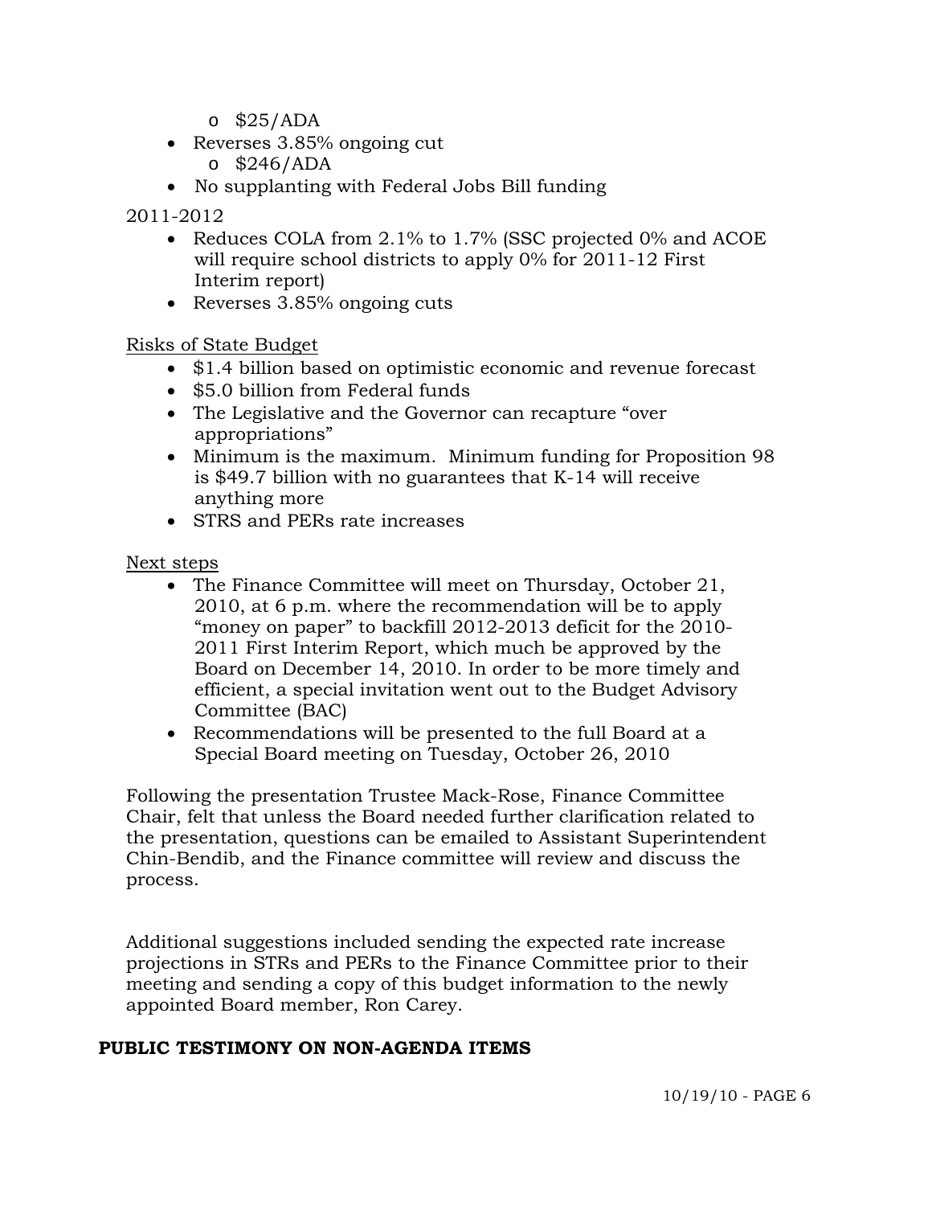- $25/ADA
- Reverses 3.85% ongoing cut
    - $246/ADA
- No supplanting with Federal Jobs Bill funding

2011-2012

- Reduces COLA from 2.1% to 1.7% (SSC projected 0% and ACOE will require school districts to apply 0% for 2011-12 First Interim report)
- Reverses 3.85% ongoing cuts

Risks of State Budget

- $1.4 billion based on optimistic economic and revenue forecast
- $5.0 billion from Federal funds
- The Legislative and the Governor can recapture "over appropriations"
- Minimum is the maximum. Minimum funding for Proposition 98 is $49.7 billion with no guarantees that K-14 will receive anything more
- STRS and PERs rate increases

Next steps

- The Finance Committee will meet on Thursday, October 21, 2010, at 6 p.m. where the recommendation will be to apply "money on paper" to backfill 2012-2013 deficit for the 2010-2011 First Interim Report, which much be approved by the Board on December 14, 2010. In order to be more timely and efficient, a special invitation went out to the Budget Advisory Committee (BAC)
- Recommendations will be presented to the full Board at a Special Board meeting on Tuesday, October 26, 2010

Following the presentation Trustee Mack-Rose, Finance Committee Chair, felt that unless the Board needed further clarification related to the presentation, questions can be emailed to Assistant Superintendent Chin-Bendib, and the Finance committee will review and discuss the process.

Additional suggestions included sending the expected rate increase projections in STRs and PERs to the Finance Committee prior to their meeting and sending a copy of this budget information to the newly appointed Board member, Ron Carey.

**PUBLIC TESTIMONY ON NON-AGENDA ITEMS**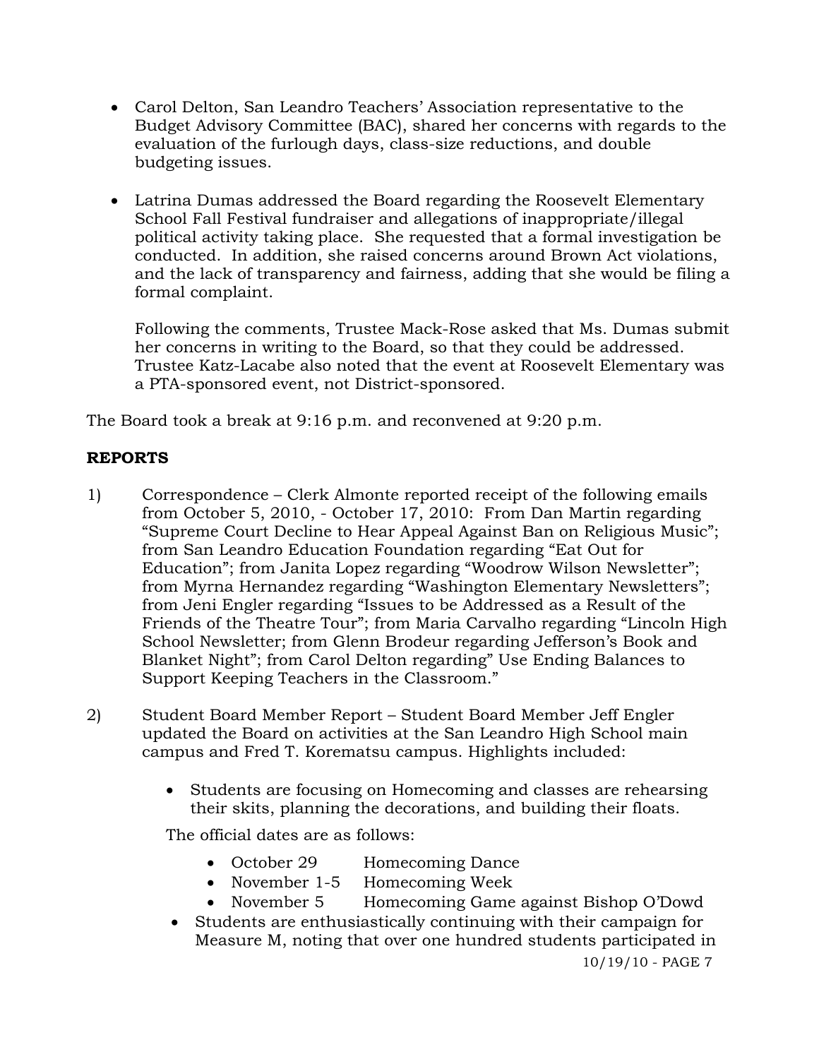- Carol Delton, San Leandro Teachers' Association representative to the Budget Advisory Committee (BAC), shared her concerns with regards to the evaluation of the furlough days, class-size reductions, and double budgeting issues.

- Latrina Dumas addressed the Board regarding the Roosevelt Elementary School Fall Festival fundraiser and allegations of inappropriate/illegal political activity taking place. She requested that a formal investigation be conducted. In addition, she raised concerns around Brown Act violations, and the lack of transparency and fairness, adding that she would be filing a formal complaint.

  Following the comments, Trustee Mack-Rose asked that Ms. Dumas submit her concerns in writing to the Board, so that they could be addressed. Trustee Katz-Lacabe also noted that the event at Roosevelt Elementary was a PTA-sponsored event, not District-sponsored.

The Board took a break at 9:16 p.m. and reconvened at 9:20 p.m.

**REPORTS**

1) Correspondence – Clerk Almonte reported receipt of the following emails from October 5, 2010, - October 17, 2010: From Dan Martin regarding "Supreme Court Decline to Hear Appeal Against Ban on Religious Music"; from San Leandro Education Foundation regarding "Eat Out for Education"; from Janita Lopez regarding "Woodrow Wilson Newsletter"; from Myrna Hernandez regarding "Washington Elementary Newsletters"; from Jeni Engler regarding "Issues to be Addressed as a Result of the Friends of the Theatre Tour"; from Maria Carvalho regarding "Lincoln High School Newsletter; from Glenn Brodeur regarding Jefferson's Book and Blanket Night"; from Carol Delton regarding" Use Ending Balances to Support Keeping Teachers in the Classroom."

2) Student Board Member Report – Student Board Member Jeff Engler updated the Board on activities at the San Leandro High School main campus and Fred T. Korematsu campus. Highlights included:

   - Students are focusing on Homecoming and classes are rehearsing their skits, planning the decorations, and building their floats.

     The official dates are as follows:

     - October 29 Homecoming Dance
     - November 1-5 Homecoming Week
     - November 5 Homecoming Game against Bishop O'Dowd

   - Students are enthusiastically continuing with their campaign for Measure M, noting that over one hundred students participated in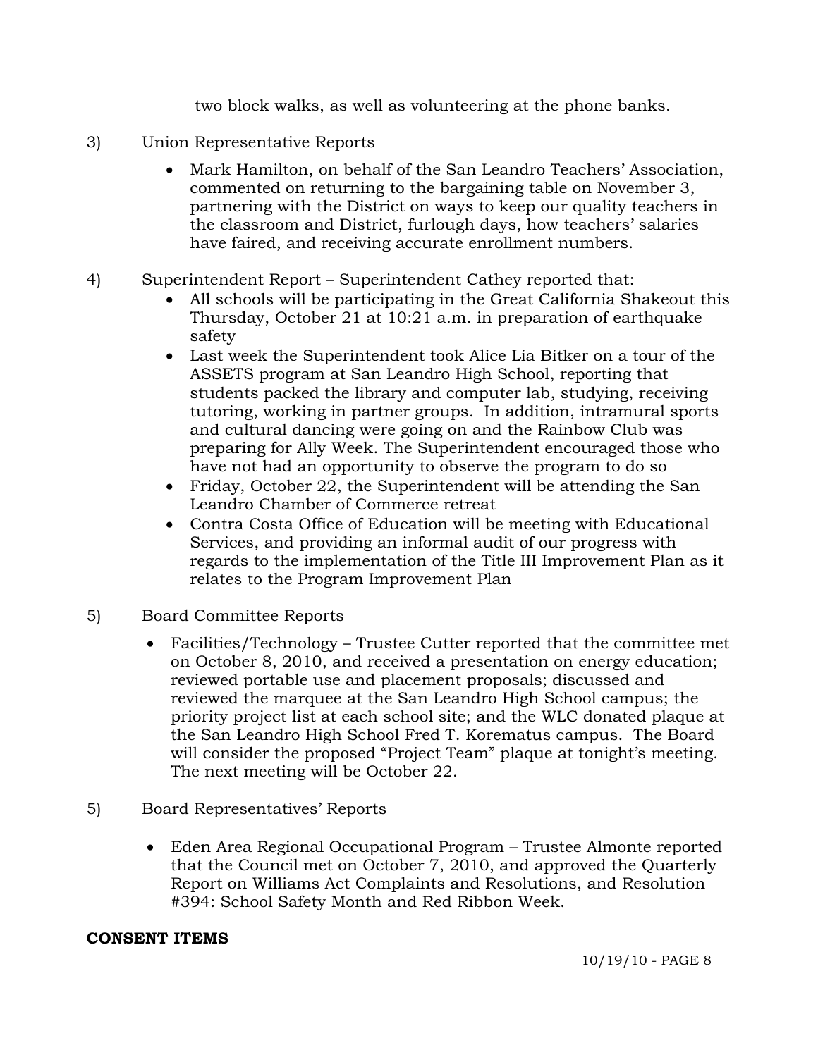two block walks, as well as volunteering at the phone banks.

3) Union Representative Reports

- Mark Hamilton, on behalf of the San Leandro Teachers' Association, commented on returning to the bargaining table on November 3, partnering with the District on ways to keep our quality teachers in the classroom and District, furlough days, how teachers' salaries have faired, and receiving accurate enrollment numbers.

4) Superintendent Report – Superintendent Cathey reported that:

- All schools will be participating in the Great California Shakeout this Thursday, October 21 at 10:21 a.m. in preparation of earthquake safety
- Last week the Superintendent took Alice Lia Bitker on a tour of the ASSETS program at San Leandro High School, reporting that students packed the library and computer lab, studying, receiving tutoring, working in partner groups. In addition, intramural sports and cultural dancing were going on and the Rainbow Club was preparing for Ally Week. The Superintendent encouraged those who have not had an opportunity to observe the program to do so
- Friday, October 22, the Superintendent will be attending the San Leandro Chamber of Commerce retreat
- Contra Costa Office of Education will be meeting with Educational Services, and providing an informal audit of our progress with regards to the implementation of the Title III Improvement Plan as it relates to the Program Improvement Plan

5) Board Committee Reports

- Facilities/Technology – Trustee Cutter reported that the committee met on October 8, 2010, and received a presentation on energy education; reviewed portable use and placement proposals; discussed and reviewed the marquee at the San Leandro High School campus; the priority project list at each school site; and the WLC donated plaque at the San Leandro High School Fred T. Korematus campus. The Board will consider the proposed "Project Team" plaque at tonight's meeting. The next meeting will be October 22.

5) Board Representatives' Reports

- Eden Area Regional Occupational Program – Trustee Almonte reported that the Council met on October 7, 2010, and approved the Quarterly Report on Williams Act Complaints and Resolutions, and Resolution #394: School Safety Month and Red Ribbon Week.

**CONSENT ITEMS**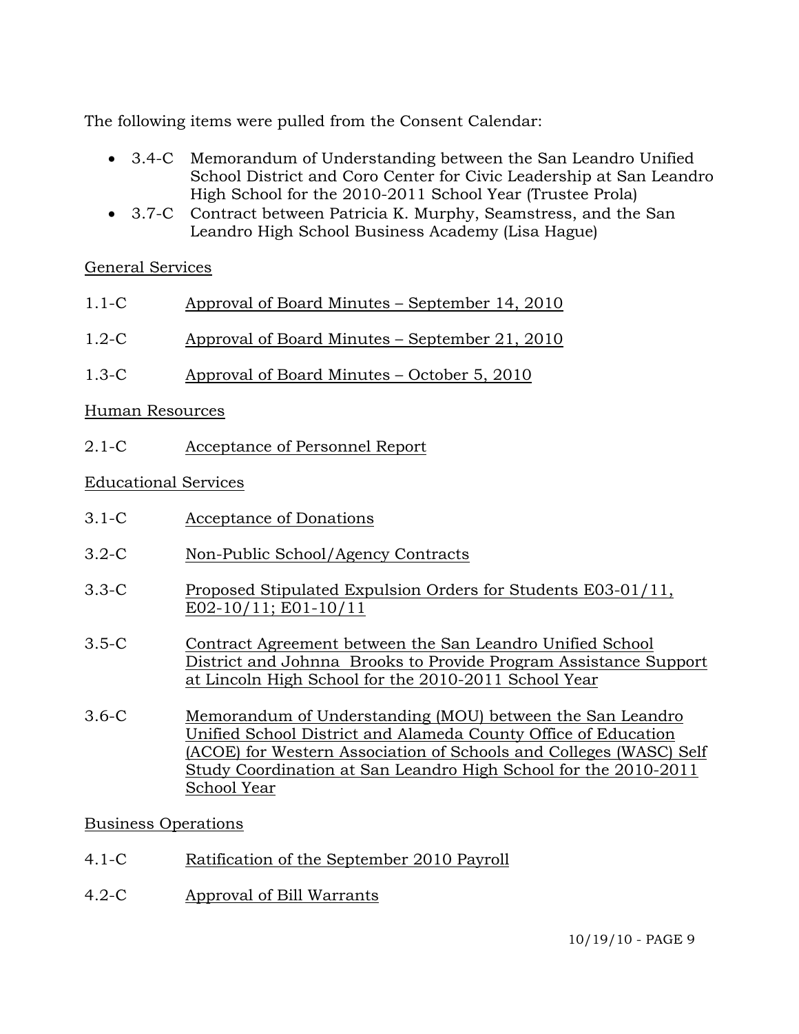The following items were pulled from the Consent Calendar:

- 3.4-C Memorandum of Understanding between the San Leandro Unified School District and Coro Center for Civic Leadership at San Leandro High School for the 2010-2011 School Year (Trustee Prola)
- 3.7-C Contract between Patricia K. Murphy, Seamstress, and the San Leandro High School Business Academy (Lisa Hague)

General Services

1.1-C Approval of Board Minutes – September 14, 2010

1.2-C Approval of Board Minutes – September 21, 2010

1.3-C Approval of Board Minutes – October 5, 2010

Human Resources

2.1-C Acceptance of Personnel Report

Educational Services

3.1-C Acceptance of Donations

3.2-C Non-Public School/Agency Contracts

3.3-C Proposed Stipulated Expulsion Orders for Students E03-01/11, E02-10/11; E01-10/11

3.5-C Contract Agreement between the San Leandro Unified School District and Johnna Brooks to Provide Program Assistance Support at Lincoln High School for the 2010-2011 School Year

3.6-C Memorandum of Understanding (MOU) between the San Leandro Unified School District and Alameda County Office of Education (ACOE) for Western Association of Schools and Colleges (WASC) Self Study Coordination at San Leandro High School for the 2010-2011 School Year

Business Operations

4.1-C Ratification of the September 2010 Payroll

4.2-C Approval of Bill Warrants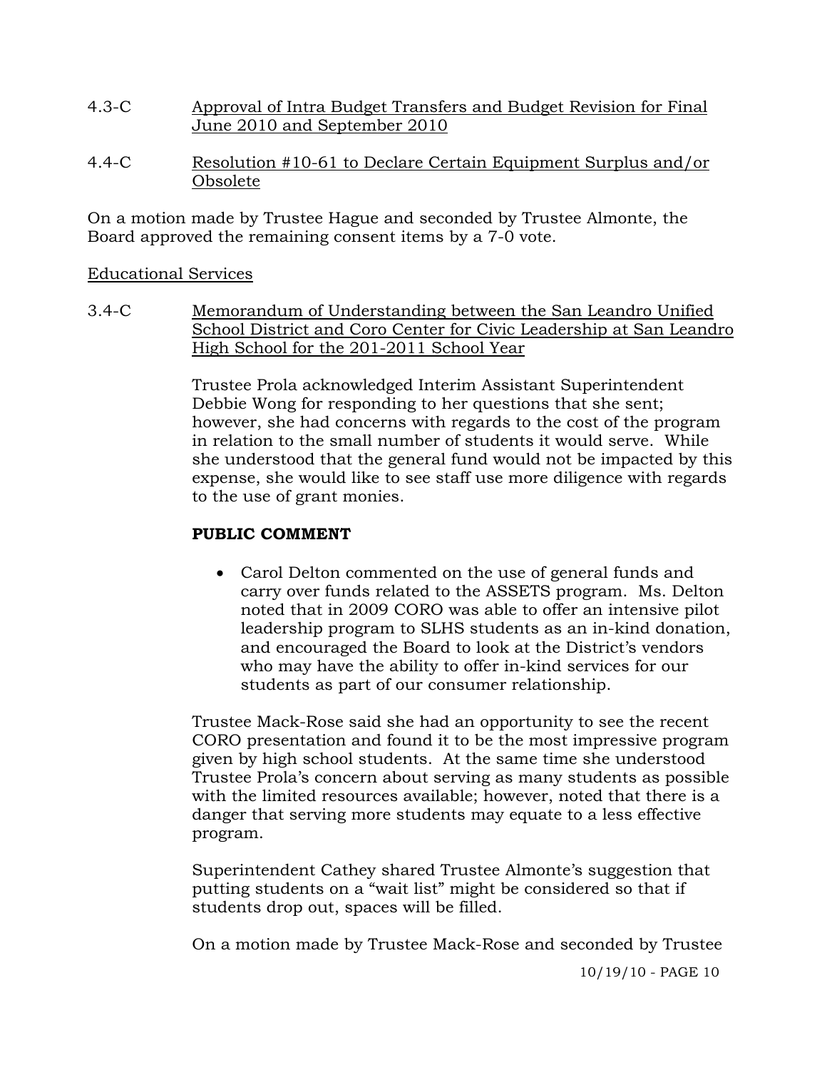4.3-C Approval of Intra Budget Transfers and Budget Revision for Final June 2010 and September 2010

4.4-C Resolution #10-61 to Declare Certain Equipment Surplus and/or Obsolete

On a motion made by Trustee Hague and seconded by Trustee Almonte, the Board approved the remaining consent items by a 7-0 vote.

Educational Services

3.4-C Memorandum of Understanding between the San Leandro Unified School District and Coro Center for Civic Leadership at San Leandro High School for the 201-2011 School Year

Trustee Prola acknowledged Interim Assistant Superintendent Debbie Wong for responding to her questions that she sent; however, she had concerns with regards to the cost of the program in relation to the small number of students it would serve. While she understood that the general fund would not be impacted by this expense, she would like to see staff use more diligence with regards to the use of grant monies.

**PUBLIC COMMENT**

- Carol Delton commented on the use of general funds and carry over funds related to the ASSETS program. Ms. Delton noted that in 2009 CORO was able to offer an intensive pilot leadership program to SLHS students as an in-kind donation, and encouraged the Board to look at the District's vendors who may have the ability to offer in-kind services for our students as part of our consumer relationship.

Trustee Mack-Rose said she had an opportunity to see the recent CORO presentation and found it to be the most impressive program given by high school students. At the same time she understood Trustee Prola's concern about serving as many students as possible with the limited resources available; however, noted that there is a danger that serving more students may equate to a less effective program.

Superintendent Cathey shared Trustee Almonte's suggestion that putting students on a "wait list" might be considered so that if students drop out, spaces will be filled.

On a motion made by Trustee Mack-Rose and seconded by Trustee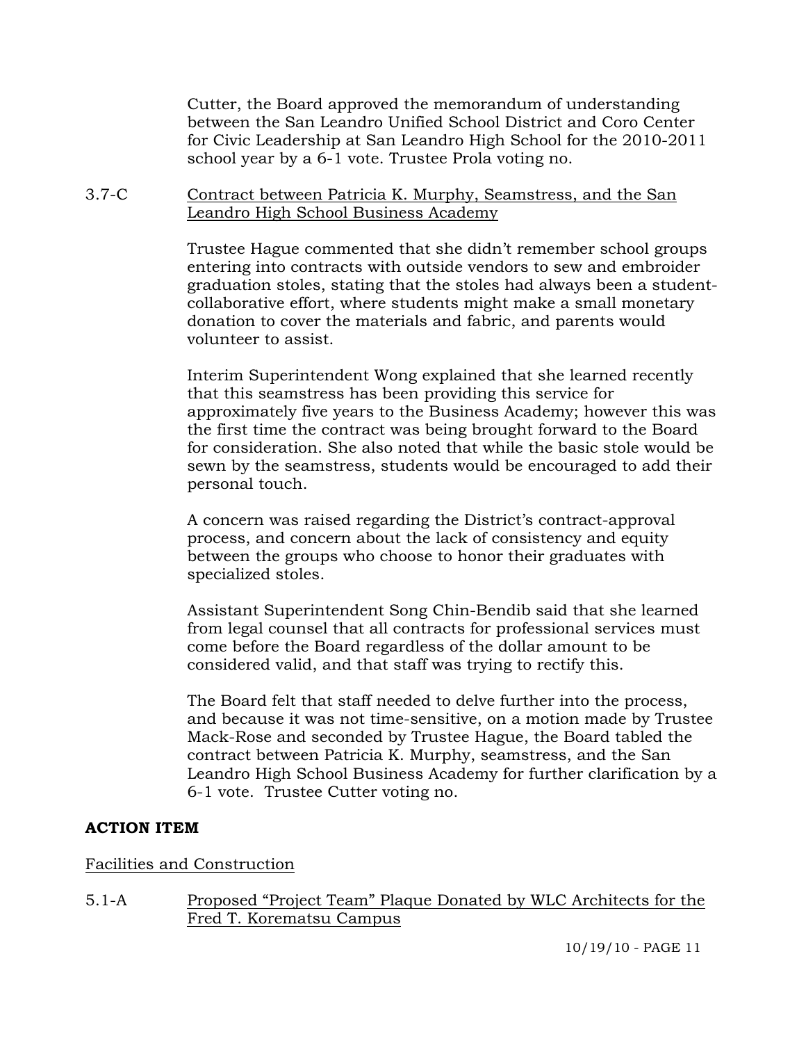Cutter, the Board approved the memorandum of understanding between the San Leandro Unified School District and Coro Center for Civic Leadership at San Leandro High School for the 2010-2011 school year by a 6-1 vote. Trustee Prola voting no.

3.7-C <u>Contract between Patricia K. Murphy, Seamstress, and the San Leandro High School Business Academy</u>

Trustee Hague commented that she didn't remember school groups entering into contracts with outside vendors to sew and embroider graduation stoles, stating that the stoles had always been a student-collaborative effort, where students might make a small monetary donation to cover the materials and fabric, and parents would volunteer to assist.

Interim Superintendent Wong explained that she learned recently that this seamstress has been providing this service for approximately five years to the Business Academy; however this was the first time the contract was being brought forward to the Board for consideration. She also noted that while the basic stole would be sewn by the seamstress, students would be encouraged to add their personal touch.

A concern was raised regarding the District's contract-approval process, and concern about the lack of consistency and equity between the groups who choose to honor their graduates with specialized stoles.

Assistant Superintendent Song Chin-Bendib said that she learned from legal counsel that all contracts for professional services must come before the Board regardless of the dollar amount to be considered valid, and that staff was trying to rectify this.

The Board felt that staff needed to delve further into the process, and because it was not time-sensitive, on a motion made by Trustee Mack-Rose and seconded by Trustee Hague, the Board tabled the contract between Patricia K. Murphy, seamstress, and the San Leandro High School Business Academy for further clarification by a 6-1 vote. Trustee Cutter voting no.

**ACTION ITEM**

<u>Facilities and Construction</u>

5.1-A <u>Proposed "Project Team" Plaque Donated by WLC Architects for the Fred T. Korematsu Campus</u>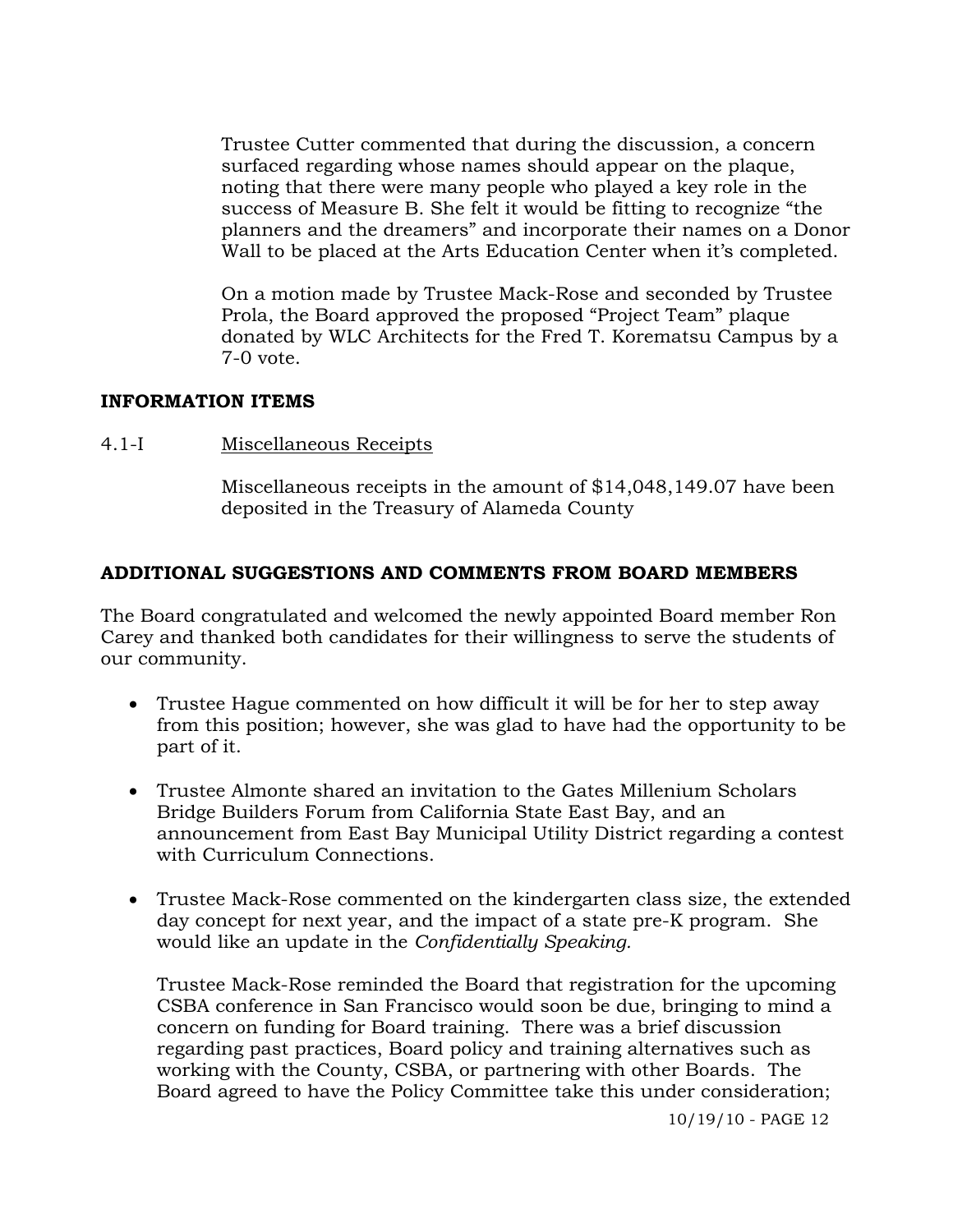Trustee Cutter commented that during the discussion, a concern surfaced regarding whose names should appear on the plaque, noting that there were many people who played a key role in the success of Measure B. She felt it would be fitting to recognize "the planners and the dreamers" and incorporate their names on a Donor Wall to be placed at the Arts Education Center when it's completed.

On a motion made by Trustee Mack-Rose and seconded by Trustee Prola, the Board approved the proposed "Project Team" plaque donated by WLC Architects for the Fred T. Korematsu Campus by a 7-0 vote.

**INFORMATION ITEMS**

4.1-I  Miscellaneous Receipts

Miscellaneous receipts in the amount of $14,048,149.07 have been deposited in the Treasury of Alameda County

**ADDITIONAL SUGGESTIONS AND COMMENTS FROM BOARD MEMBERS**

The Board congratulated and welcomed the newly appointed Board member Ron Carey and thanked both candidates for their willingness to serve the students of our community.

- Trustee Hague commented on how difficult it will be for her to step away from this position; however, she was glad to have had the opportunity to be part of it.

- Trustee Almonte shared an invitation to the Gates Millenium Scholars Bridge Builders Forum from California State East Bay, and an announcement from East Bay Municipal Utility District regarding a contest with Curriculum Connections.

- Trustee Mack-Rose commented on the kindergarten class size, the extended day concept for next year, and the impact of a state pre-K program. She would like an update in the *Confidentially Speaking.*

  Trustee Mack-Rose reminded the Board that registration for the upcoming CSBA conference in San Francisco would soon be due, bringing to mind a concern on funding for Board training. There was a brief discussion regarding past practices, Board policy and training alternatives such as working with the County, CSBA, or partnering with other Boards. The Board agreed to have the Policy Committee take this under consideration;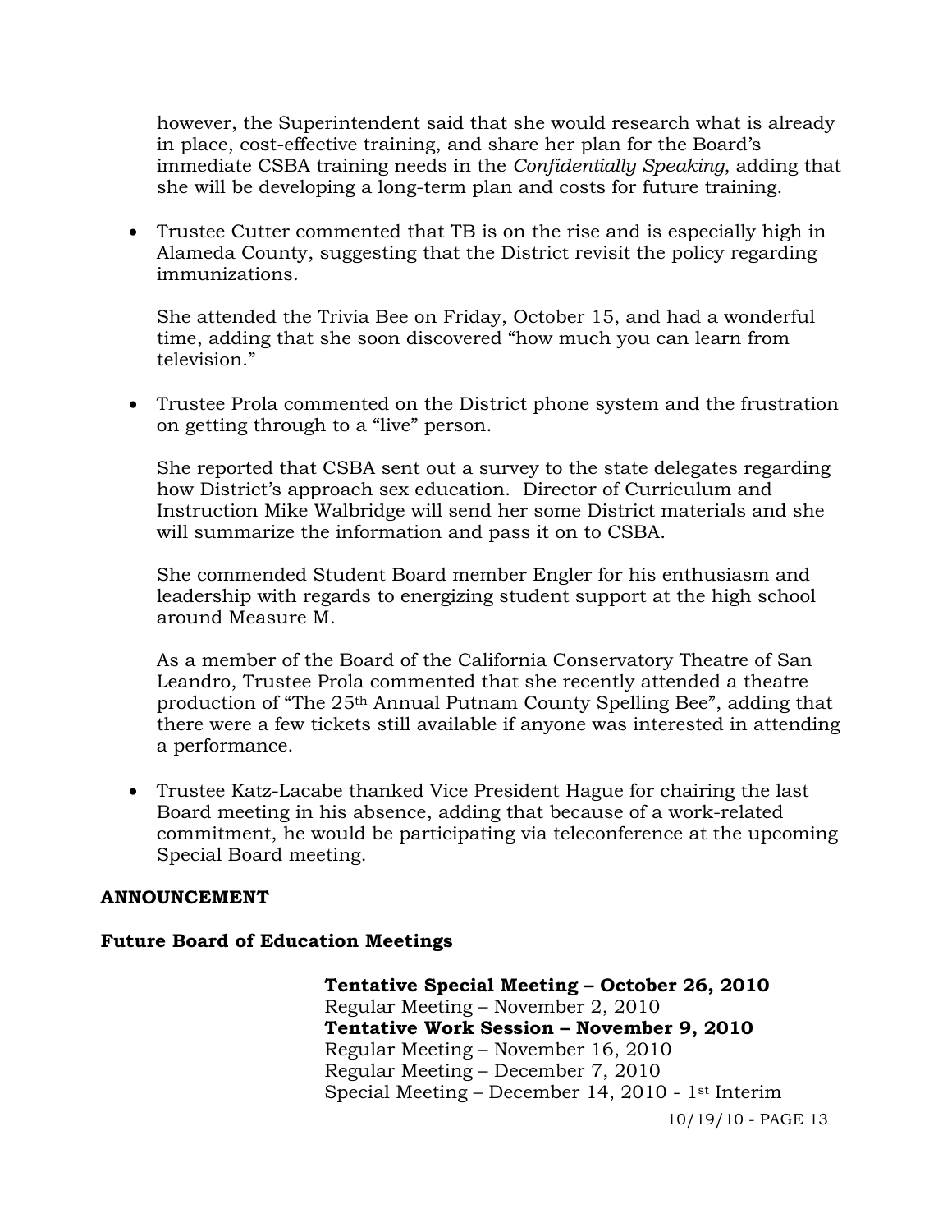however, the Superintendent said that she would research what is already in place, cost-effective training, and share her plan for the Board's immediate CSBA training needs in the *Confidentially Speaking*, adding that she will be developing a long-term plan and costs for future training.

- Trustee Cutter commented that TB is on the rise and is especially high in Alameda County, suggesting that the District revisit the policy regarding immunizations.

  She attended the Trivia Bee on Friday, October 15, and had a wonderful time, adding that she soon discovered "how much you can learn from television."

- Trustee Prola commented on the District phone system and the frustration on getting through to a "live" person.

  She reported that CSBA sent out a survey to the state delegates regarding how District's approach sex education. Director of Curriculum and Instruction Mike Walbridge will send her some District materials and she will summarize the information and pass it on to CSBA.

  She commended Student Board member Engler for his enthusiasm and leadership with regards to energizing student support at the high school around Measure M.

  As a member of the Board of the California Conservatory Theatre of San Leandro, Trustee Prola commented that she recently attended a theatre production of "The 25th Annual Putnam County Spelling Bee", adding that there were a few tickets still available if anyone was interested in attending a performance.

- Trustee Katz-Lacabe thanked Vice President Hague for chairing the last Board meeting in his absence, adding that because of a work-related commitment, he would be participating via teleconference at the upcoming Special Board meeting.

**ANNOUNCEMENT**

**Future Board of Education Meetings**

**Tentative Special Meeting – October 26, 2010**
Regular Meeting – November 2, 2010
**Tentative Work Session – November 9, 2010**
Regular Meeting – November 16, 2010
Regular Meeting – December 7, 2010
Special Meeting – December 14, 2010 - 1st Interim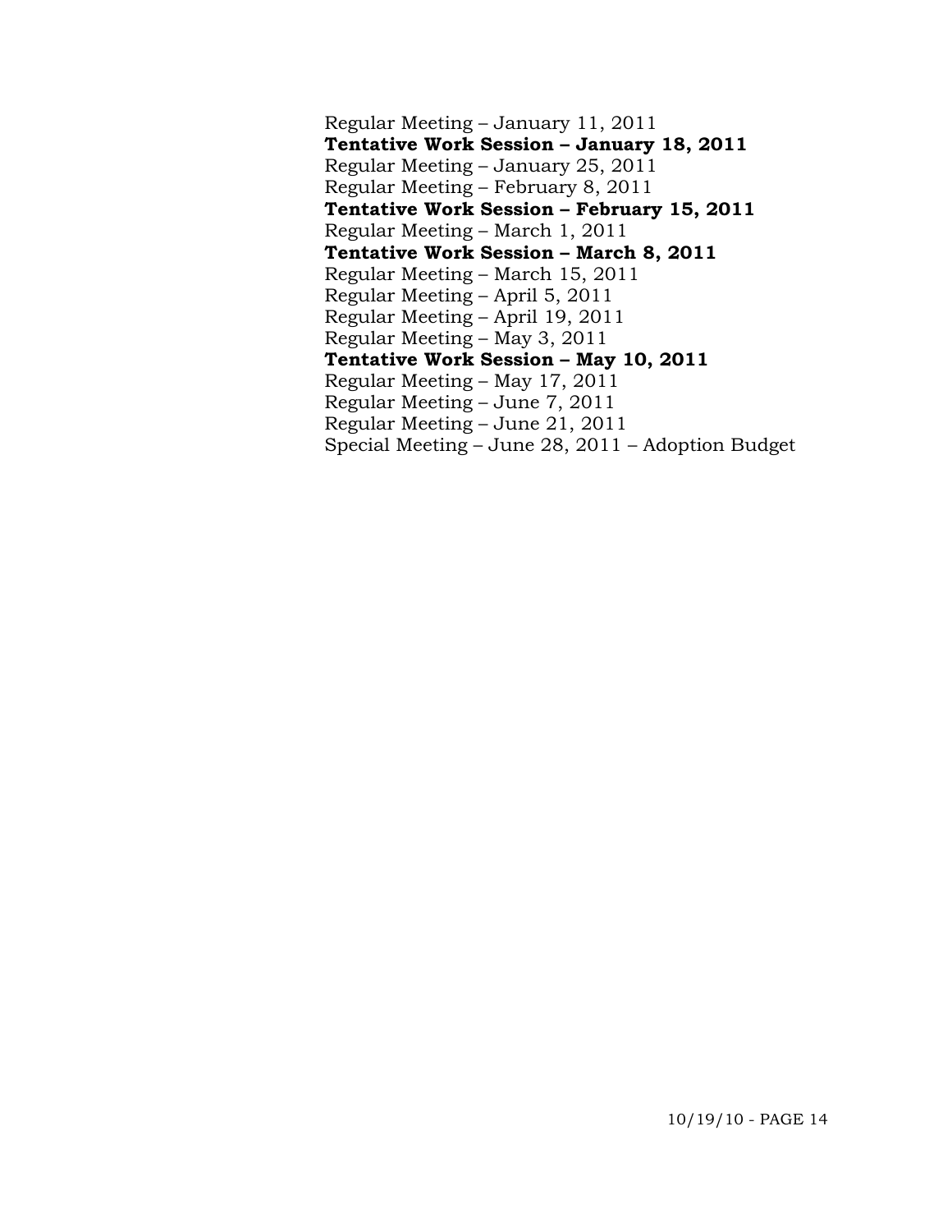Regular Meeting – January 11, 2011
**Tentative Work Session – January 18, 2011**
Regular Meeting – January 25, 2011
Regular Meeting – February 8, 2011
**Tentative Work Session – February 15, 2011**
Regular Meeting – March 1, 2011
**Tentative Work Session – March 8, 2011**
Regular Meeting – March 15, 2011
Regular Meeting – April 5, 2011
Regular Meeting – April 19, 2011
Regular Meeting – May 3, 2011
**Tentative Work Session – May 10, 2011**
Regular Meeting – May 17, 2011
Regular Meeting – June 7, 2011
Regular Meeting – June 21, 2011
Special Meeting – June 28, 2011 – Adoption Budget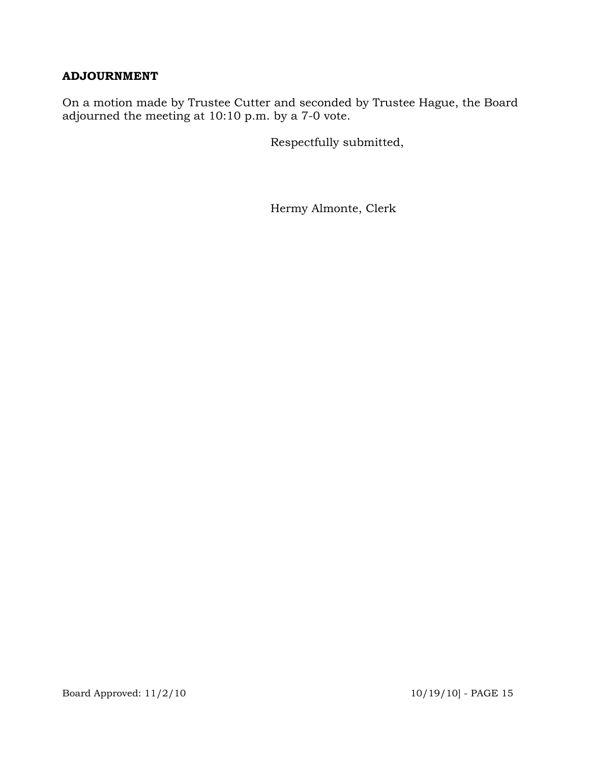**ADJOURNMENT**

On a motion made by Trustee Cutter and seconded by Trustee Hague, the Board adjourned the meeting at 10:10 p.m. by a 7-0 vote.

Respectfully submitted,

Hermy Almonte, Clerk